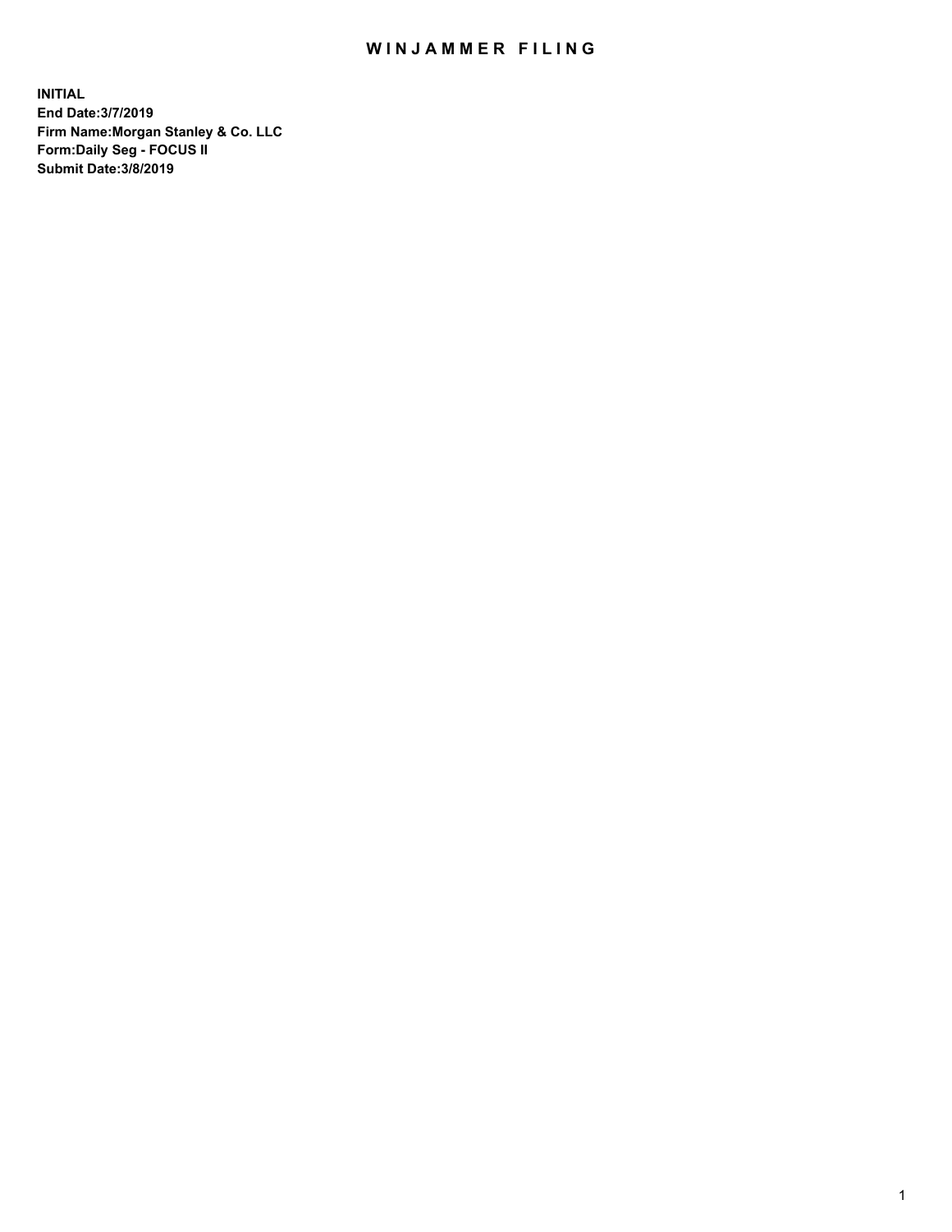# WINJAMMER FILING

**INITIAL**
**End Date:3/7/2019**
**Firm Name:Morgan Stanley & Co. LLC**
**Form:Daily Seg - FOCUS II**
**Submit Date:3/8/2019**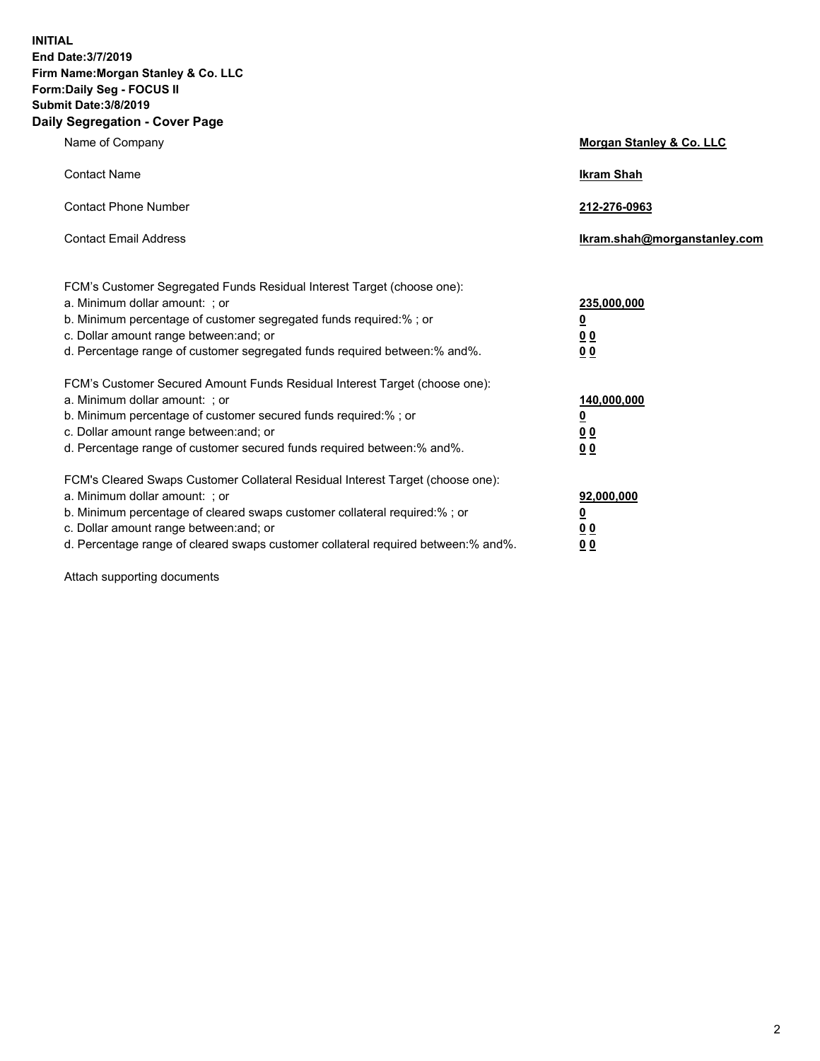**INITIAL**
**End Date:3/7/2019**
**Firm Name:Morgan Stanley & Co. LLC**
**Form:Daily Seg - FOCUS II**
**Submit Date:3/8/2019**
**Daily Segregation - Cover Page**

| | |
|---|---|
| Name of Company | **Morgan Stanley & Co. LLC** |
| Contact Name | **Ikram Shah** |
| Contact Phone Number | **212-276-0963** |
| Contact Email Address | **Ikram.shah@morganstanley.com** |

| | |
|---|---|
| FCM's Customer Segregated Funds Residual Interest Target (choose one): | |
| a. Minimum dollar amount: ; or | **235,000,000** |
| b. Minimum percentage of customer segregated funds required:% ; or | **0** |
| c. Dollar amount range between:and; or | **0 0** |
| d. Percentage range of customer segregated funds required between:% and%. | **0 0** |
| FCM's Customer Secured Amount Funds Residual Interest Target (choose one): | |
| a. Minimum dollar amount: ; or | **140,000,000** |
| b. Minimum percentage of customer secured funds required:% ; or | **0** |
| c. Dollar amount range between:and; or | **0 0** |
| d. Percentage range of customer secured funds required between:% and%. | **0 0** |
| FCM's Cleared Swaps Customer Collateral Residual Interest Target (choose one): | |
| a. Minimum dollar amount: ; or | **92,000,000** |
| b. Minimum percentage of cleared swaps customer collateral required:% ; or | **0** |
| c. Dollar amount range between:and; or | **0 0** |
| d. Percentage range of cleared swaps customer collateral required between:% and%. | **0 0** |

Attach supporting documents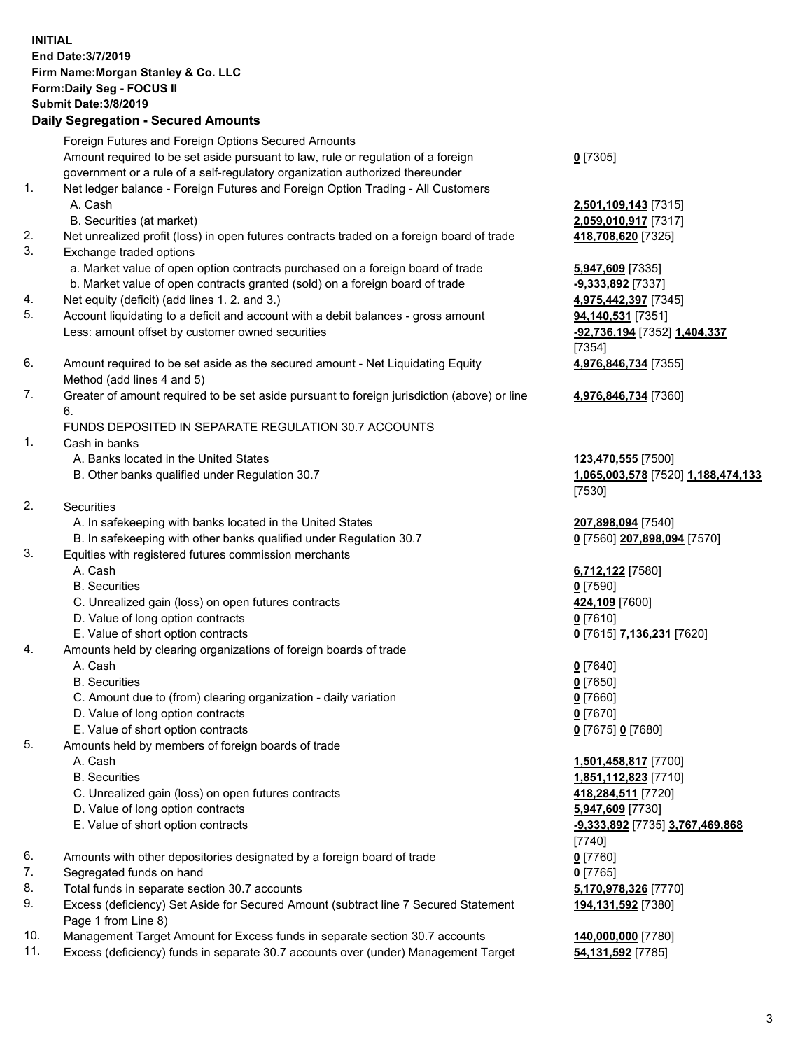**INITIAL**
**End Date:3/7/2019**
**Firm Name:Morgan Stanley & Co. LLC**
**Form:Daily Seg - FOCUS II**
**Submit Date:3/8/2019**

## Daily Segregation - Secured Amounts

| | | |
|---|---|---|
| | Foreign Futures and Foreign Options Secured Amounts | |
| | Amount required to be set aside pursuant to law, rule or regulation of a foreign government or a rule of a self-regulatory organization authorized thereunder | **0** [7305] |
| 1. | Net ledger balance - Foreign Futures and Foreign Option Trading - All Customers | |
| | A. Cash | **2,501,109,143** [7315] |
| | B. Securities (at market) | **2,059,010,917** [7317] |
| 2. | Net unrealized profit (loss) in open futures contracts traded on a foreign board of trade | **418,708,620** [7325] |
| 3. | Exchange traded options | |
| | a. Market value of open option contracts purchased on a foreign board of trade | **5,947,609** [7335] |
| | b. Market value of open contracts granted (sold) on a foreign board of trade | **-9,333,892** [7337] |
| 4. | Net equity (deficit) (add lines 1. 2. and 3.) | **4,975,442,397** [7345] |
| 5. | Account liquidating to a deficit and account with a debit balances - gross amount | **94,140,531** [7351] |
| | Less: amount offset by customer owned securities | **-92,736,194** [7352] **1,404,337** [7354] |
| 6. | Amount required to be set aside as the secured amount - Net Liquidating Equity Method (add lines 4 and 5) | **4,976,846,734** [7355] |
| 7. | Greater of amount required to be set aside pursuant to foreign jurisdiction (above) or line 6. | **4,976,846,734** [7360] |
| | FUNDS DEPOSITED IN SEPARATE REGULATION 30.7 ACCOUNTS | |
| 1. | Cash in banks | |
| | A. Banks located in the United States | **123,470,555** [7500] |
| | B. Other banks qualified under Regulation 30.7 | **1,065,003,578** [7520] **1,188,474,133** [7530] |
| 2. | Securities | |
| | A. In safekeeping with banks located in the United States | **207,898,094** [7540] |
| | B. In safekeeping with other banks qualified under Regulation 30.7 | **0** [7560] **207,898,094** [7570] |
| 3. | Equities with registered futures commission merchants | |
| | A. Cash | **6,712,122** [7580] |
| | B. Securities | **0** [7590] |
| | C. Unrealized gain (loss) on open futures contracts | **424,109** [7600] |
| | D. Value of long option contracts | **0** [7610] |
| | E. Value of short option contracts | **0** [7615] **7,136,231** [7620] |
| 4. | Amounts held by clearing organizations of foreign boards of trade | |
| | A. Cash | **0** [7640] |
| | B. Securities | **0** [7650] |
| | C. Amount due to (from) clearing organization - daily variation | **0** [7660] |
| | D. Value of long option contracts | **0** [7670] |
| | E. Value of short option contracts | **0** [7675] **0** [7680] |
| 5. | Amounts held by members of foreign boards of trade | |
| | A. Cash | **1,501,458,817** [7700] |
| | B. Securities | **1,851,112,823** [7710] |
| | C. Unrealized gain (loss) on open futures contracts | **418,284,511** [7720] |
| | D. Value of long option contracts | **5,947,609** [7730] |
| | E. Value of short option contracts | **-9,333,892** [7735] **3,767,469,868** [7740] |
| 6. | Amounts with other depositories designated by a foreign board of trade | **0** [7760] |
| 7. | Segregated funds on hand | **0** [7765] |
| 8. | Total funds in separate section 30.7 accounts | **5,170,978,326** [7770] |
| 9. | Excess (deficiency) Set Aside for Secured Amount (subtract line 7 Secured Statement Page 1 from Line 8) | **194,131,592** [7380] |
| 10. | Management Target Amount for Excess funds in separate section 30.7 accounts | **140,000,000** [7780] |
| 11. | Excess (deficiency) funds in separate 30.7 accounts over (under) Management Target | **54,131,592** [7785] |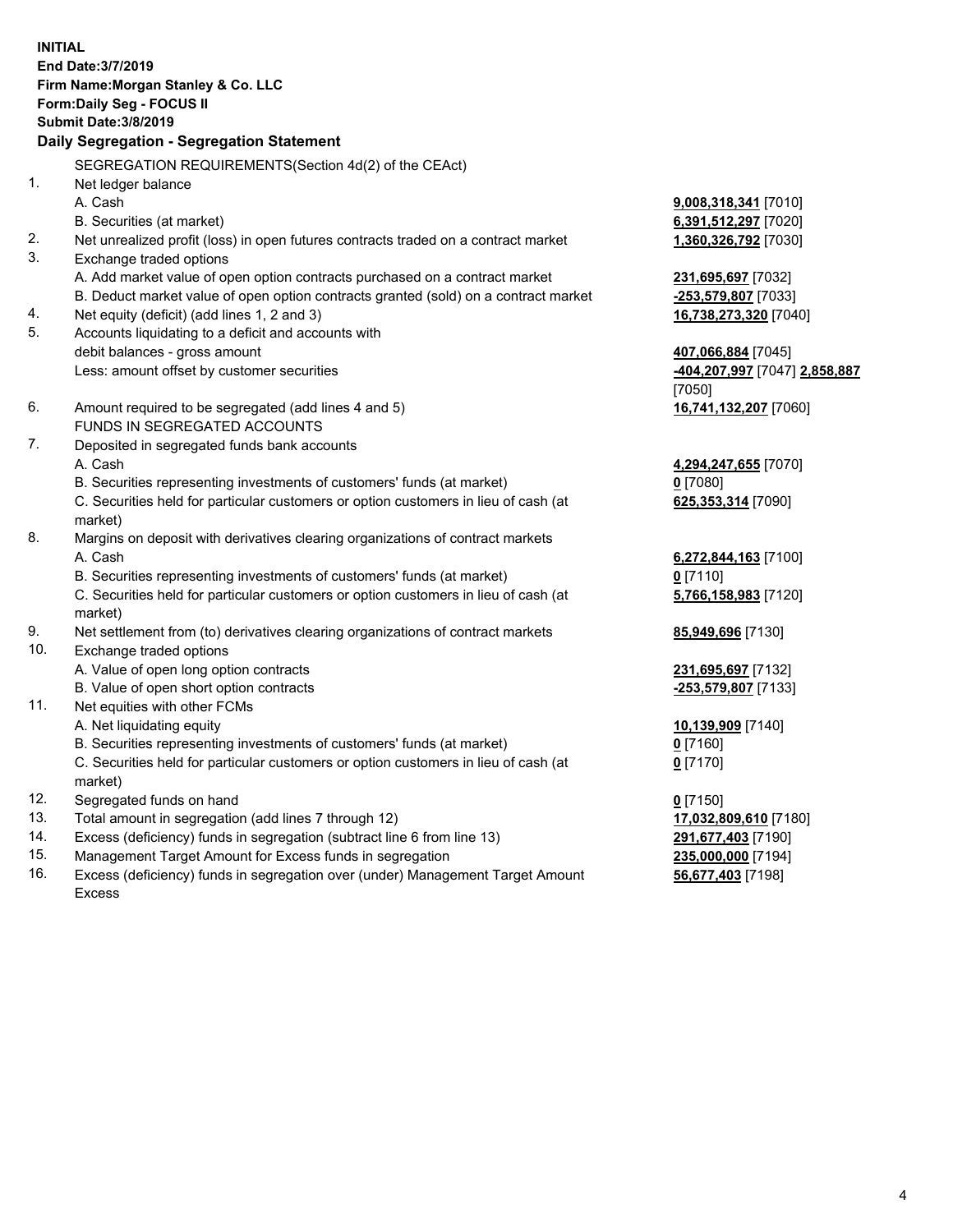**INITIAL**
**End Date:3/7/2019**
**Firm Name:Morgan Stanley & Co. LLC**
**Form:Daily Seg - FOCUS II**
**Submit Date:3/8/2019**

### Daily Segregation - Segregation Statement

| | | |
|---|---|---|
| | SEGREGATION REQUIREMENTS(Section 4d(2) of the CEAct) | |
| 1. | Net ledger balance | |
| | A. Cash | **9,008,318,341** [7010] |
| | B. Securities (at market) | **6,391,512,297** [7020] |
| 2. | Net unrealized profit (loss) in open futures contracts traded on a contract market | **1,360,326,792** [7030] |
| 3. | Exchange traded options | |
| | A. Add market value of open option contracts purchased on a contract market | **231,695,697** [7032] |
| | B. Deduct market value of open option contracts granted (sold) on a contract market | **-253,579,807** [7033] |
| 4. | Net equity (deficit) (add lines 1, 2 and 3) | **16,738,273,320** [7040] |
| 5. | Accounts liquidating to a deficit and accounts with debit balances - gross amount | **407,066,884** [7045] |
| | Less: amount offset by customer securities | **-404,207,997** [7047] **2,858,887** [7050] |
| 6. | Amount required to be segregated (add lines 4 and 5) | **16,741,132,207** [7060] |
| | FUNDS IN SEGREGATED ACCOUNTS | |
| 7. | Deposited in segregated funds bank accounts | |
| | A. Cash | **4,294,247,655** [7070] |
| | B. Securities representing investments of customers' funds (at market) | **0** [7080] |
| | C. Securities held for particular customers or option customers in lieu of cash (at market) | **625,353,314** [7090] |
| 8. | Margins on deposit with derivatives clearing organizations of contract markets | |
| | A. Cash | **6,272,844,163** [7100] |
| | B. Securities representing investments of customers' funds (at market) | **0** [7110] |
| | C. Securities held for particular customers or option customers in lieu of cash (at market) | **5,766,158,983** [7120] |
| 9. | Net settlement from (to) derivatives clearing organizations of contract markets | **85,949,696** [7130] |
| 10. | Exchange traded options | |
| | A. Value of open long option contracts | **231,695,697** [7132] |
| | B. Value of open short option contracts | **-253,579,807** [7133] |
| 11. | Net equities with other FCMs | |
| | A. Net liquidating equity | **10,139,909** [7140] |
| | B. Securities representing investments of customers' funds (at market) | **0** [7160] |
| | C. Securities held for particular customers or option customers in lieu of cash (at market) | **0** [7170] |
| 12. | Segregated funds on hand | **0** [7150] |
| 13. | Total amount in segregation (add lines 7 through 12) | **17,032,809,610** [7180] |
| 14. | Excess (deficiency) funds in segregation (subtract line 6 from line 13) | **291,677,403** [7190] |
| 15. | Management Target Amount for Excess funds in segregation | **235,000,000** [7194] |
| 16. | Excess (deficiency) funds in segregation over (under) Management Target Amount Excess | **56,677,403** [7198] |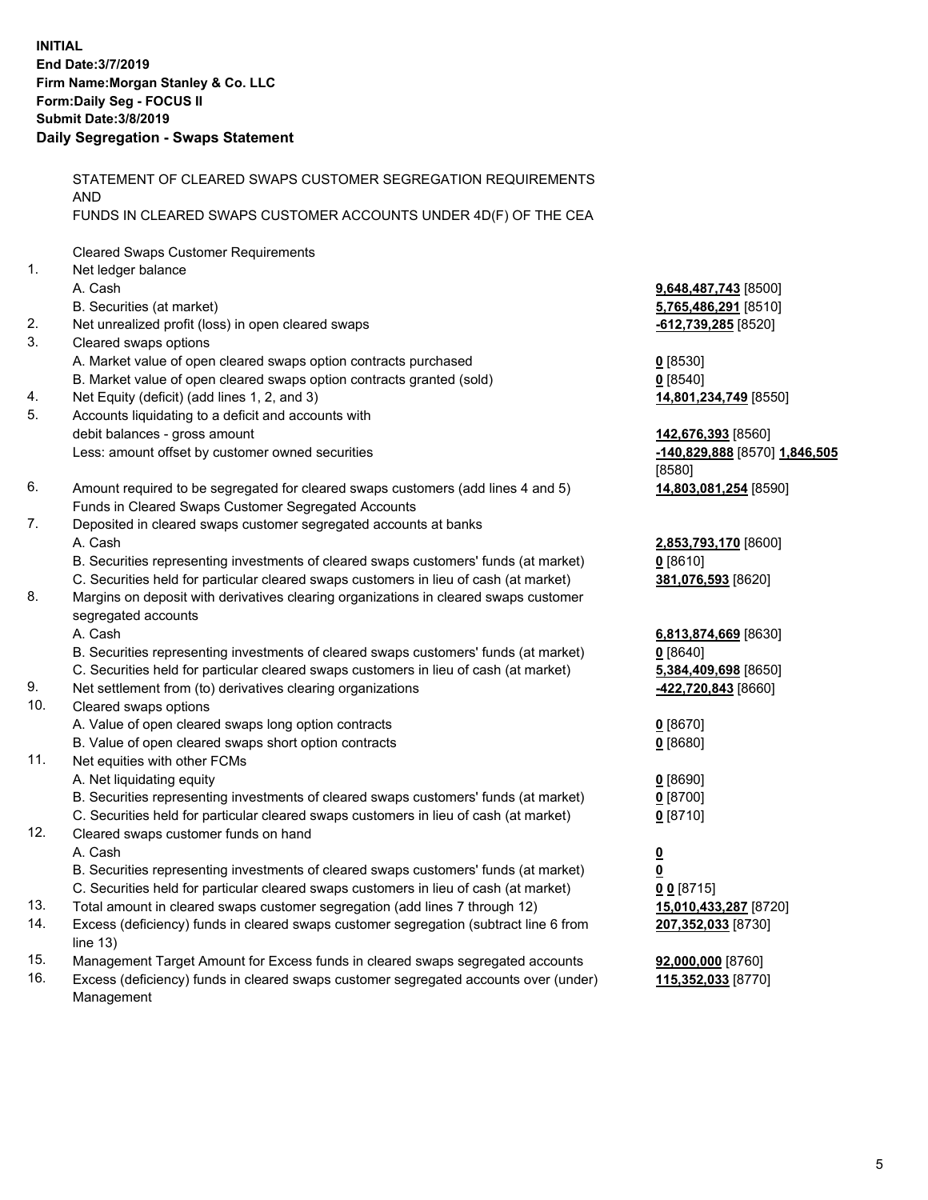**INITIAL**
**End Date:3/7/2019**
**Firm Name:Morgan Stanley & Co. LLC**
**Form:Daily Seg - FOCUS II**
**Submit Date:3/8/2019**
**Daily Segregation - Swaps Statement**

STATEMENT OF CLEARED SWAPS CUSTOMER SEGREGATION REQUIREMENTS AND FUNDS IN CLEARED SWAPS CUSTOMER ACCOUNTS UNDER 4D(F) OF THE CEA

| | | |
|---|---|---|
| | Cleared Swaps Customer Requirements | |
| 1. | Net ledger balance | |
| | A. Cash | **9,648,487,743** [8500] |
| | B. Securities (at market) | **5,765,486,291** [8510] |
| 2. | Net unrealized profit (loss) in open cleared swaps | **-612,739,285** [8520] |
| 3. | Cleared swaps options | |
| | A. Market value of open cleared swaps option contracts purchased | **0** [8530] |
| | B. Market value of open cleared swaps option contracts granted (sold) | **0** [8540] |
| 4. | Net Equity (deficit) (add lines 1, 2, and 3) | **14,801,234,749** [8550] |
| 5. | Accounts liquidating to a deficit and accounts with debit balances - gross amount | **142,676,393** [8560] |
| | Less: amount offset by customer owned securities | **-140,829,888** [8570] **1,846,505** [8580] |
| 6. | Amount required to be segregated for cleared swaps customers (add lines 4 and 5) | **14,803,081,254** [8590] |
| | Funds in Cleared Swaps Customer Segregated Accounts | |
| 7. | Deposited in cleared swaps customer segregated accounts at banks | |
| | A. Cash | **2,853,793,170** [8600] |
| | B. Securities representing investments of cleared swaps customers' funds (at market) | **0** [8610] |
| | C. Securities held for particular cleared swaps customers in lieu of cash (at market) | **381,076,593** [8620] |
| 8. | Margins on deposit with derivatives clearing organizations in cleared swaps customer segregated accounts | |
| | A. Cash | **6,813,874,669** [8630] |
| | B. Securities representing investments of cleared swaps customers' funds (at market) | **0** [8640] |
| | C. Securities held for particular cleared swaps customers in lieu of cash (at market) | **5,384,409,698** [8650] |
| 9. | Net settlement from (to) derivatives clearing organizations | **-422,720,843** [8660] |
| 10. | Cleared swaps options | |
| | A. Value of open cleared swaps long option contracts | **0** [8670] |
| | B. Value of open cleared swaps short option contracts | **0** [8680] |
| 11. | Net equities with other FCMs | |
| | A. Net liquidating equity | **0** [8690] |
| | B. Securities representing investments of cleared swaps customers' funds (at market) | **0** [8700] |
| | C. Securities held for particular cleared swaps customers in lieu of cash (at market) | **0** [8710] |
| 12. | Cleared swaps customer funds on hand | |
| | A. Cash | **0** |
| | B. Securities representing investments of cleared swaps customers' funds (at market) | **0** |
| | C. Securities held for particular cleared swaps customers in lieu of cash (at market) | **0** **0** [8715] |
| 13. | Total amount in cleared swaps customer segregation (add lines 7 through 12) | **15,010,433,287** [8720] |
| 14. | Excess (deficiency) funds in cleared swaps customer segregation (subtract line 6 from line 13) | **207,352,033** [8730] |
| 15. | Management Target Amount for Excess funds in cleared swaps segregated accounts | **92,000,000** [8760] |
| 16. | Excess (deficiency) funds in cleared swaps customer segregated accounts over (under) Management | **115,352,033** [8770] |